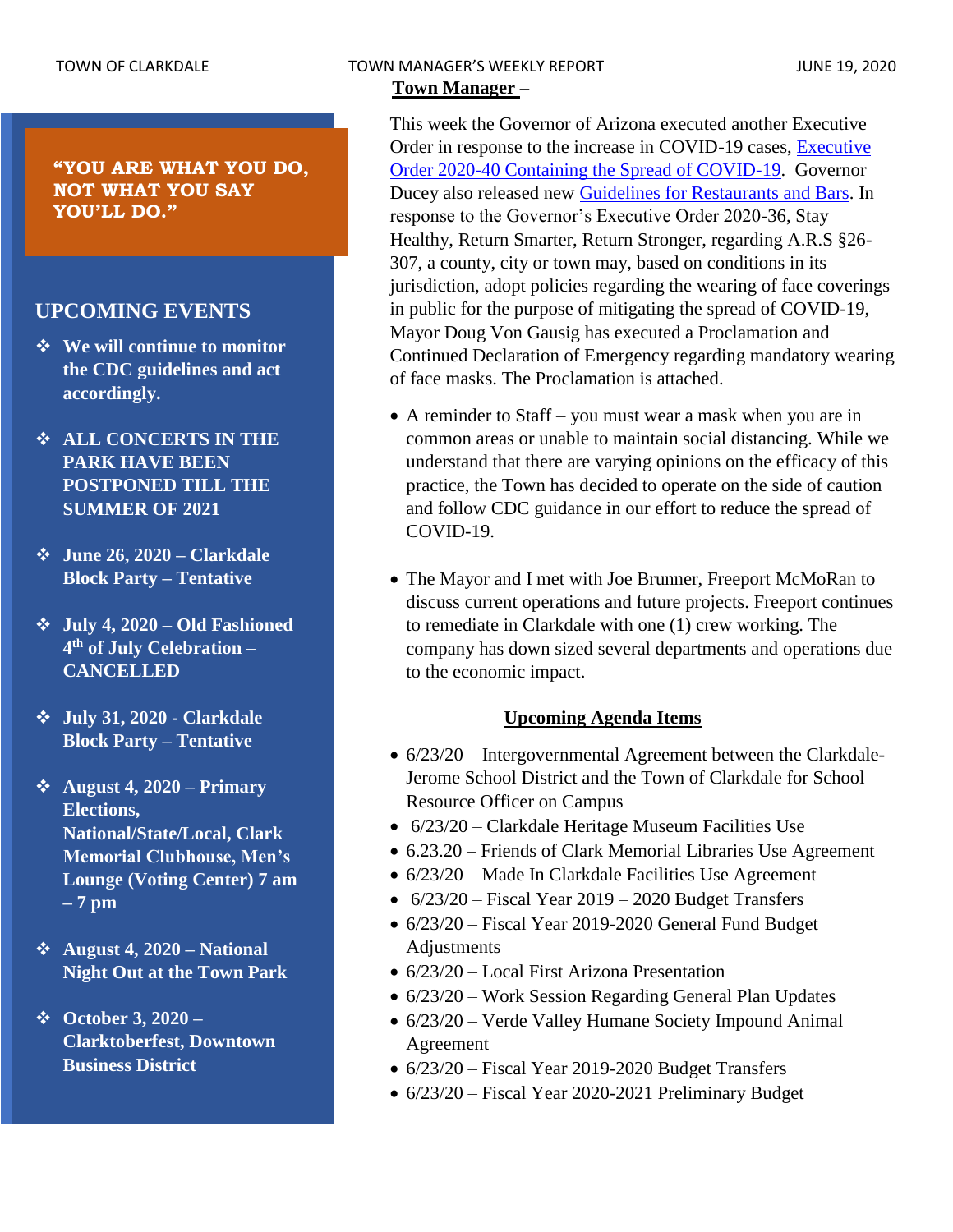TOWN OF CLARKDALE TOWN MANAGER'S WEEKLY REPORT JUNE 19, 2020

**"YOU ARE WHAT YOU DO, NOT WHAT YOU SAY YOU'LL DO."**

## UPCOMING EVENTS

- **We will continue to monitor the CDC guidelines and act accordingly.**
- **ALL CONCERTS IN THE PARK HAVE BEEN POSTPONED TILL THE SUMMER OF 2021**
- **June 26, 2020 – Clarkdale Block Party – Tentative**
- **July 4, 2020 – Old Fashioned 4th of July Celebration – CANCELLED**
- **July 31, 2020 - Clarkdale Block Party – Tentative**
- **August 4, 2020 – Primary Elections, National/State/Local, Clark Memorial Clubhouse, Men's Lounge (Voting Center) 7 am – 7 pm**
- **August 4, 2020 – National Night Out at the Town Park**
- **October 3, 2020 – Clarktoberfest, Downtown Business District**

## Town Manager –

This week the Governor of Arizona executed another Executive Order in response to the increase in COVID-19 cases, Executive Order 2020-40 Containing the Spread of COVID-19. Governor Ducey also released new Guidelines for Restaurants and Bars. In response to the Governor's Executive Order 2020-36, Stay Healthy, Return Smarter, Return Stronger, regarding A.R.S §26-307, a county, city or town may, based on conditions in its jurisdiction, adopt policies regarding the wearing of face coverings in public for the purpose of mitigating the spread of COVID-19, Mayor Doug Von Gausig has executed a Proclamation and Continued Declaration of Emergency regarding mandatory wearing of face masks. The Proclamation is attached.

- A reminder to Staff – you must wear a mask when you are in common areas or unable to maintain social distancing. While we understand that there are varying opinions on the efficacy of this practice, the Town has decided to operate on the side of caution and follow CDC guidance in our effort to reduce the spread of COVID-19.

- The Mayor and I met with Joe Brunner, Freeport McMoRan to discuss current operations and future projects. Freeport continues to remediate in Clarkdale with one (1) crew working. The company has down sized several departments and operations due to the economic impact.

### Upcoming Agenda Items

- 6/23/20 – Intergovernmental Agreement between the Clarkdale-Jerome School District and the Town of Clarkdale for School Resource Officer on Campus
- 6/23/20 – Clarkdale Heritage Museum Facilities Use
- 6.23.20 – Friends of Clark Memorial Libraries Use Agreement
- 6/23/20 – Made In Clarkdale Facilities Use Agreement
- 6/23/20 – Fiscal Year 2019 – 2020 Budget Transfers
- 6/23/20 – Fiscal Year 2019-2020 General Fund Budget Adjustments
- 6/23/20 – Local First Arizona Presentation
- 6/23/20 – Work Session Regarding General Plan Updates
- 6/23/20 – Verde Valley Humane Society Impound Animal Agreement
- 6/23/20 – Fiscal Year 2019-2020 Budget Transfers
- 6/23/20 – Fiscal Year 2020-2021 Preliminary Budget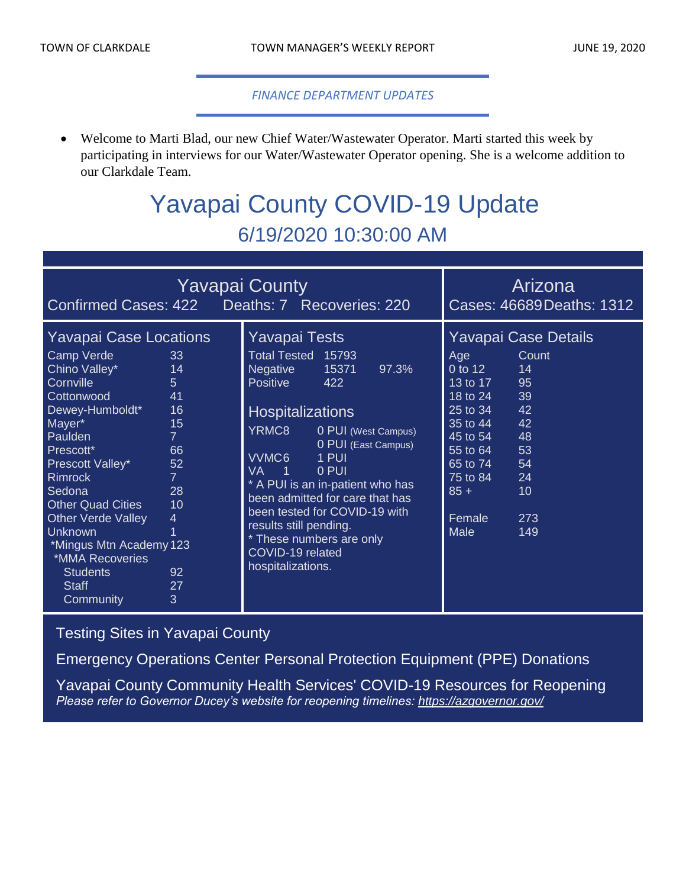*FINANCE DEPARTMENT UPDATES*

- Welcome to Marti Blad, our new Chief Water/Wastewater Operator. Marti started this week by participating in interviews for our Water/Wastewater Operator opening. She is a welcome addition to our Clarkdale Team.

# Yavapai County COVID-19 Update

## 6/19/2020 10:30:00 AM

### Yavapai County

Confirmed Cases: 422 Deaths: 7 Recoveries: 220

### Arizona

Cases: 46689 Deaths: 1312

### Yavapai Case Locations

| Location | Cases |
|---|---|
| Camp Verde | 33 |
| Chino Valley* | 14 |
| Cornville | 5 |
| Cottonwood | 41 |
| Dewey-Humboldt* | 16 |
| Mayer* | 15 |
| Paulden | 7 |
| Prescott* | 66 |
| Prescott Valley* | 52 |
| Rimrock | 7 |
| Sedona | 28 |
| Other Quad Cities | 10 |
| Other Verde Valley | 4 |
| Unknown | 1 |
| *Mingus Mtn Academy | 123 |
| *MMA Recoveries | |
| Students | 92 |
| Staff | 27 |
| Community | 3 |

### Yavapai Tests

| | | |
|---|---|---|
| Total Tested | 15793 | |
| Negative | 15371 | 97.3% |
| Positive | 422 | |

### Hospitalizations

| | |
|---|---|
| YRMC8 | 0 PUI (West Campus) |
| | 0 PUI (East Campus) |
| VVMC6 | 1 PUI |
| VA 1 | 0 PUI |

\* A PUI is an in-patient who has been admitted for care that has been tested for COVID-19 with results still pending.
\* These numbers are only COVID-19 related hospitalizations.

### Yavapai Case Details

| Age | Count |
|---|---|
| 0 to 12 | 14 |
| 13 to 17 | 95 |
| 18 to 24 | 39 |
| 25 to 34 | 42 |
| 35 to 44 | 42 |
| 45 to 54 | 48 |
| 55 to 64 | 53 |
| 65 to 74 | 54 |
| 75 to 84 | 24 |
| 85 + | 10 |
| Female | 273 |
| Male | 149 |

Testing Sites in Yavapai County

Emergency Operations Center Personal Protection Equipment (PPE) Donations

Yavapai County Community Health Services' COVID-19 Resources for Reopening

*Please refer to Governor Ducey's website for reopening timelines: https://azgovernor.gov/*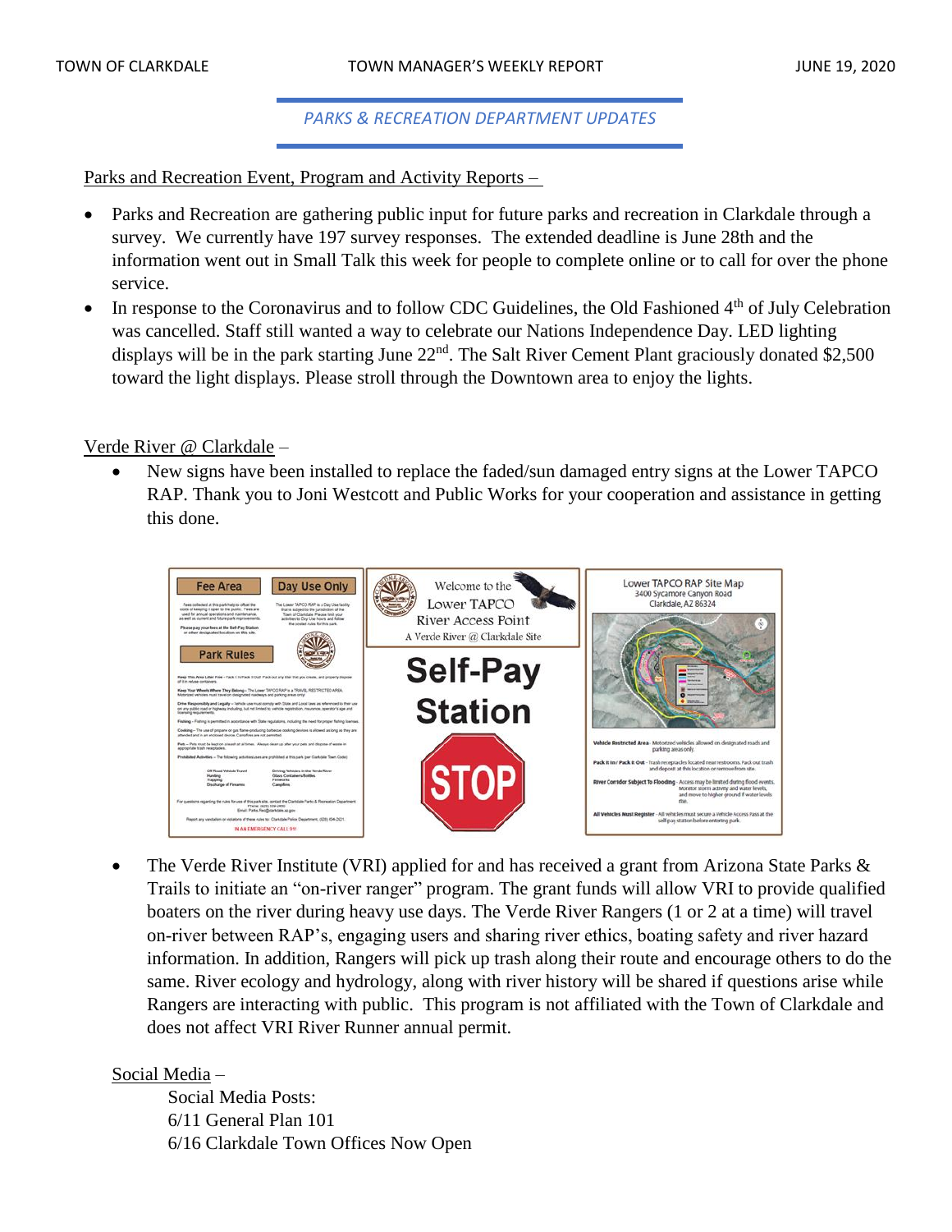## *PARKS & RECREATION DEPARTMENT UPDATES*

Parks and Recreation Event, Program and Activity Reports –

- Parks and Recreation are gathering public input for future parks and recreation in Clarkdale through a survey. We currently have 197 survey responses. The extended deadline is June 28th and the information went out in Small Talk this week for people to complete online or to call for over the phone service.
- In response to the Coronavirus and to follow CDC Guidelines, the Old Fashioned 4th of July Celebration was cancelled. Staff still wanted a way to celebrate our Nations Independence Day. LED lighting displays will be in the park starting June 22nd. The Salt River Cement Plant graciously donated $2,500 toward the light displays. Please stroll through the Downtown area to enjoy the lights.

Verde River @ Clarkdale –

- New signs have been installed to replace the faded/sun damaged entry signs at the Lower TAPCO RAP. Thank you to Joni Westcott and Public Works for your cooperation and assistance in getting this done.
- The Verde River Institute (VRI) applied for and has received a grant from Arizona State Parks & Trails to initiate an "on-river ranger" program. The grant funds will allow VRI to provide qualified boaters on the river during heavy use days. The Verde River Rangers (1 or 2 at a time) will travel on-river between RAP's, engaging users and sharing river ethics, boating safety and river hazard information. In addition, Rangers will pick up trash along their route and encourage others to do the same. River ecology and hydrology, along with river history will be shared if questions arise while Rangers are interacting with public. This program is not affiliated with the Town of Clarkdale and does not affect VRI River Runner annual permit.

Social Media –

Social Media Posts:
6/11 General Plan 101
6/16 Clarkdale Town Offices Now Open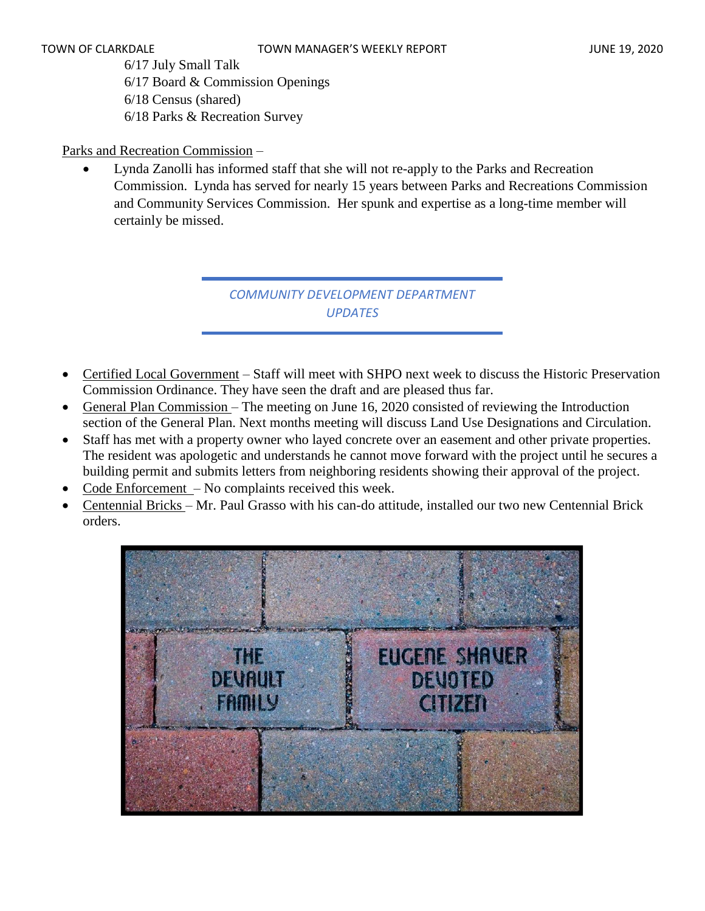6/17 July Small Talk
6/17 Board & Commission Openings
6/18 Census (shared)
6/18 Parks & Recreation Survey

Parks and Recreation Commission –

- Lynda Zanolli has informed staff that she will not re-apply to the Parks and Recreation Commission. Lynda has served for nearly 15 years between Parks and Recreations Commission and Community Services Commission. Her spunk and expertise as a long-time member will certainly be missed.

## *COMMUNITY DEVELOPMENT DEPARTMENT UPDATES*

- Certified Local Government – Staff will meet with SHPO next week to discuss the Historic Preservation Commission Ordinance. They have seen the draft and are pleased thus far.
- General Plan Commission – The meeting on June 16, 2020 consisted of reviewing the Introduction section of the General Plan. Next months meeting will discuss Land Use Designations and Circulation.
- Staff has met with a property owner who layed concrete over an easement and other private properties. The resident was apologetic and understands he cannot move forward with the project until he secures a building permit and submits letters from neighboring residents showing their approval of the project.
- Code Enforcement – No complaints received this week.
- Centennial Bricks – Mr. Paul Grasso with his can-do attitude, installed our two new Centennial Brick orders.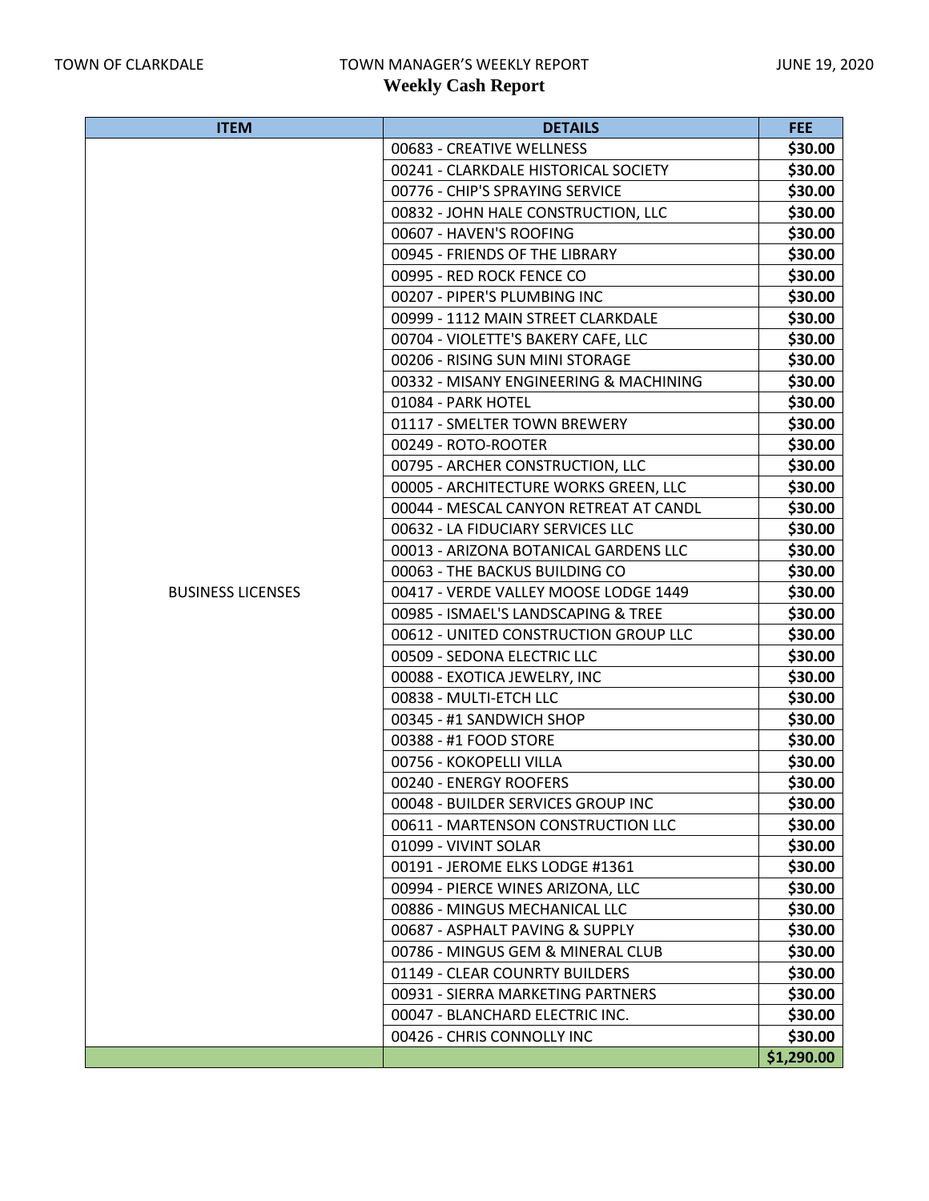TOWN OF CLARKDALE TOWN MANAGER'S WEEKLY REPORT JUNE 19, 2020

## Weekly Cash Report

| ITEM | DETAILS | FEE |
|---|---|---|
| BUSINESS LICENSES | 00683 - CREATIVE WELLNESS | $30.00 |
| | 00241 - CLARKDALE HISTORICAL SOCIETY | $30.00 |
| | 00776 - CHIP'S SPRAYING SERVICE | $30.00 |
| | 00832 - JOHN HALE CONSTRUCTION, LLC | $30.00 |
| | 00607 - HAVEN'S ROOFING | $30.00 |
| | 00945 - FRIENDS OF THE LIBRARY | $30.00 |
| | 00995 - RED ROCK FENCE CO | $30.00 |
| | 00207 - PIPER'S PLUMBING INC | $30.00 |
| | 00999 - 1112 MAIN STREET CLARKDALE | $30.00 |
| | 00704 - VIOLETTE'S BAKERY CAFE, LLC | $30.00 |
| | 00206 - RISING SUN MINI STORAGE | $30.00 |
| | 00332 - MISANY ENGINEERING & MACHINING | $30.00 |
| | 01084 - PARK HOTEL | $30.00 |
| | 01117 - SMELTER TOWN BREWERY | $30.00 |
| | 00249 - ROTO-ROOTER | $30.00 |
| | 00795 - ARCHER CONSTRUCTION, LLC | $30.00 |
| | 00005 - ARCHITECTURE WORKS GREEN, LLC | $30.00 |
| | 00044 - MESCAL CANYON RETREAT AT CANDL | $30.00 |
| | 00632 - LA FIDUCIARY SERVICES LLC | $30.00 |
| | 00013 - ARIZONA BOTANICAL GARDENS LLC | $30.00 |
| | 00063 - THE BACKUS BUILDING CO | $30.00 |
| | 00417 - VERDE VALLEY MOOSE LODGE 1449 | $30.00 |
| | 00985 - ISMAEL'S LANDSCAPING & TREE | $30.00 |
| | 00612 - UNITED CONSTRUCTION GROUP LLC | $30.00 |
| | 00509 - SEDONA ELECTRIC LLC | $30.00 |
| | 00088 - EXOTICA JEWELRY, INC | $30.00 |
| | 00838 - MULTI-ETCH LLC | $30.00 |
| | 00345 - #1 SANDWICH SHOP | $30.00 |
| | 00388 - #1 FOOD STORE | $30.00 |
| | 00756 - KOKOPELLI VILLA | $30.00 |
| | 00240 - ENERGY ROOFERS | $30.00 |
| | 00048 - BUILDER SERVICES GROUP INC | $30.00 |
| | 00611 - MARTENSON CONSTRUCTION LLC | $30.00 |
| | 01099 - VIVINT SOLAR | $30.00 |
| | 00191 - JEROME ELKS LODGE #1361 | $30.00 |
| | 00994 - PIERCE WINES ARIZONA, LLC | $30.00 |
| | 00886 - MINGUS MECHANICAL LLC | $30.00 |
| | 00687 - ASPHALT PAVING & SUPPLY | $30.00 |
| | 00786 - MINGUS GEM & MINERAL CLUB | $30.00 |
| | 01149 - CLEAR COUNRTY BUILDERS | $30.00 |
| | 00931 - SIERRA MARKETING PARTNERS | $30.00 |
| | 00047 - BLANCHARD ELECTRIC INC. | $30.00 |
| | 00426 - CHRIS CONNOLLY INC | $30.00 |
| | | **$1,290.00** |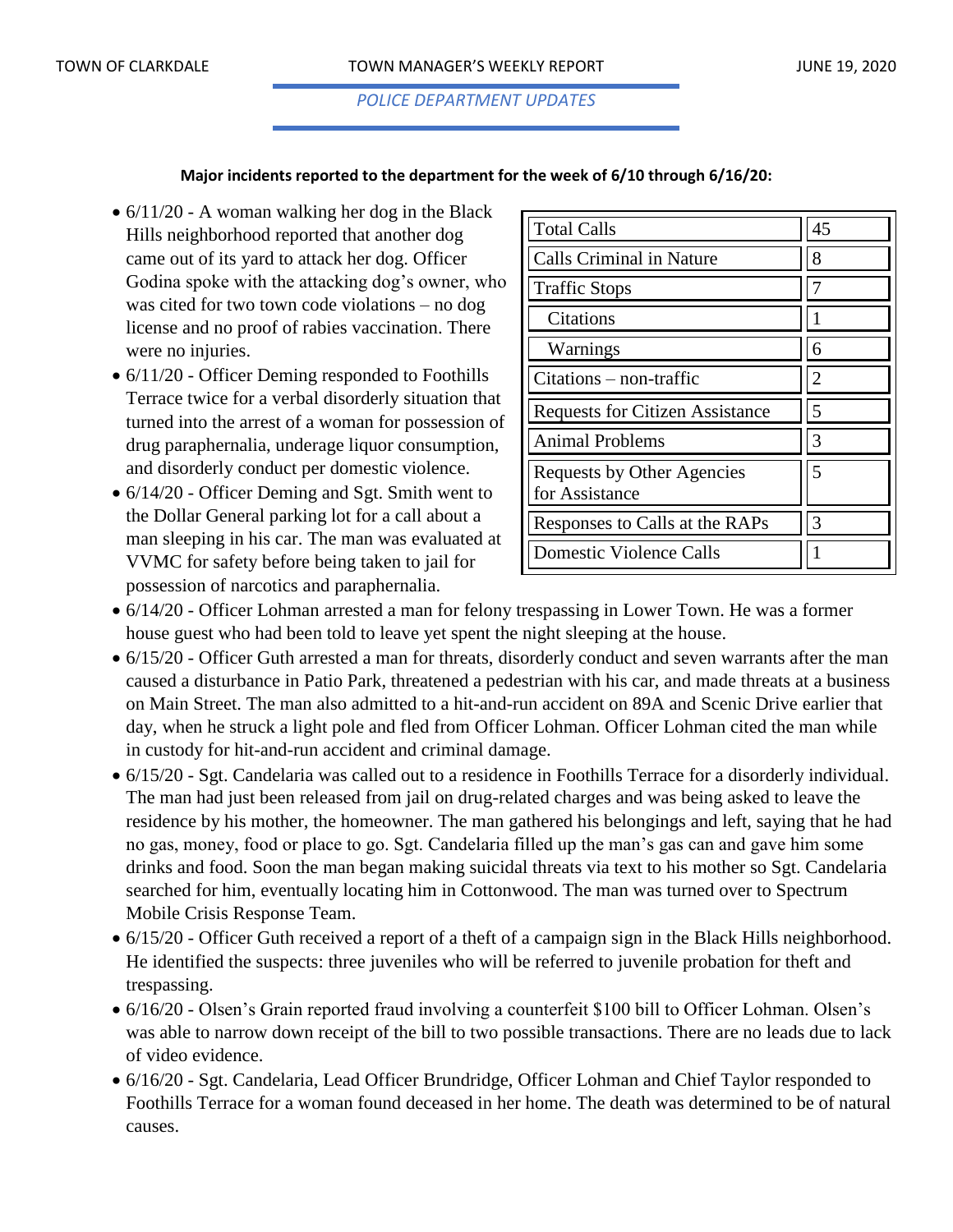## POLICE DEPARTMENT UPDATES

**Major incidents reported to the department for the week of 6/10 through 6/16/20:**

| Total Calls | 45 |
|---|---|
| Calls Criminal in Nature | 8 |
| Traffic Stops | 7 |
| Citations | 1 |
| Warnings | 6 |
| Citations – non-traffic | 2 |
| Requests for Citizen Assistance | 5 |
| Animal Problems | 3 |
| Requests by Other Agencies for Assistance | 5 |
| Responses to Calls at the RAPs | 3 |
| Domestic Violence Calls | 1 |

- 6/11/20 - A woman walking her dog in the Black Hills neighborhood reported that another dog came out of its yard to attack her dog. Officer Godina spoke with the attacking dog's owner, who was cited for two town code violations – no dog license and no proof of rabies vaccination. There were no injuries.
- 6/11/20 - Officer Deming responded to Foothills Terrace twice for a verbal disorderly situation that turned into the arrest of a woman for possession of drug paraphernalia, underage liquor consumption, and disorderly conduct per domestic violence.
- 6/14/20 - Officer Deming and Sgt. Smith went to the Dollar General parking lot for a call about a man sleeping in his car. The man was evaluated at VVMC for safety before being taken to jail for possession of narcotics and paraphernalia.
- 6/14/20 - Officer Lohman arrested a man for felony trespassing in Lower Town. He was a former house guest who had been told to leave yet spent the night sleeping at the house.
- 6/15/20 - Officer Guth arrested a man for threats, disorderly conduct and seven warrants after the man caused a disturbance in Patio Park, threatened a pedestrian with his car, and made threats at a business on Main Street. The man also admitted to a hit-and-run accident on 89A and Scenic Drive earlier that day, when he struck a light pole and fled from Officer Lohman. Officer Lohman cited the man while in custody for hit-and-run accident and criminal damage.
- 6/15/20 - Sgt. Candelaria was called out to a residence in Foothills Terrace for a disorderly individual. The man had just been released from jail on drug-related charges and was being asked to leave the residence by his mother, the homeowner. The man gathered his belongings and left, saying that he had no gas, money, food or place to go. Sgt. Candelaria filled up the man's gas can and gave him some drinks and food. Soon the man began making suicidal threats via text to his mother so Sgt. Candelaria searched for him, eventually locating him in Cottonwood. The man was turned over to Spectrum Mobile Crisis Response Team.
- 6/15/20 - Officer Guth received a report of a theft of a campaign sign in the Black Hills neighborhood. He identified the suspects: three juveniles who will be referred to juvenile probation for theft and trespassing.
- 6/16/20 - Olsen's Grain reported fraud involving a counterfeit $100 bill to Officer Lohman. Olsen's was able to narrow down receipt of the bill to two possible transactions. There are no leads due to lack of video evidence.
- 6/16/20 - Sgt. Candelaria, Lead Officer Brundridge, Officer Lohman and Chief Taylor responded to Foothills Terrace for a woman found deceased in her home. The death was determined to be of natural causes.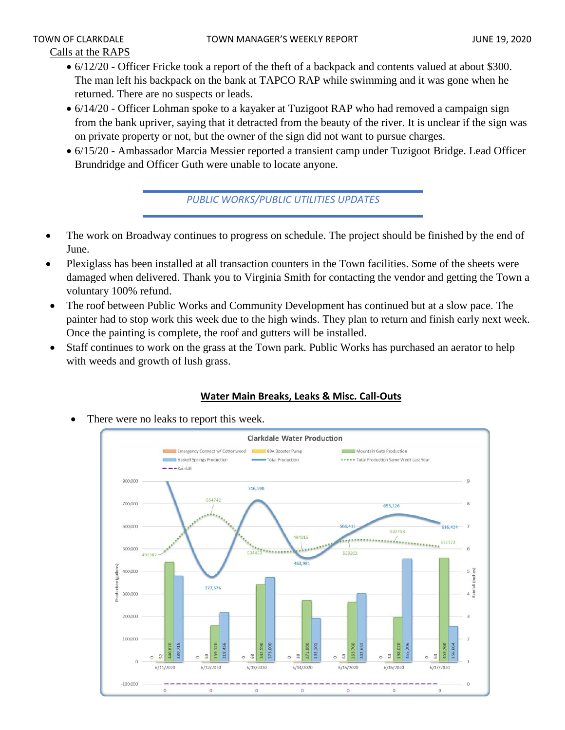Calls at the RAPS

- 6/12/20 - Officer Fricke took a report of the theft of a backpack and contents valued at about $300. The man left his backpack on the bank at TAPCO RAP while swimming and it was gone when he returned. There are no suspects or leads.
- 6/14/20 - Officer Lohman spoke to a kayaker at Tuzigoot RAP who had removed a campaign sign from the bank upriver, saying that it detracted from the beauty of the river. It is unclear if the sign was on private property or not, but the owner of the sign did not want to pursue charges.
- 6/15/20 - Ambassador Marcia Messier reported a transient camp under Tuzigoot Bridge. Lead Officer Brundridge and Officer Guth were unable to locate anyone.

## *PUBLIC WORKS/PUBLIC UTILITIES UPDATES*

- The work on Broadway continues to progress on schedule. The project should be finished by the end of June.
- Plexiglass has been installed at all transaction counters in the Town facilities. Some of the sheets were damaged when delivered. Thank you to Virginia Smith for contacting the vendor and getting the Town a voluntary 100% refund.
- The roof between Public Works and Community Development has continued but at a slow pace. The painter had to stop work this week due to the high winds. They plan to return and finish early next week. Once the painting is complete, the roof and gutters will be installed.
- Staff continues to work on the grass at the Town park. Public Works has purchased an aerator to help with weeds and growth of lush grass.

### **Water Main Breaks, Leaks & Misc. Call-Outs**

- There were no leaks to report this week.

Clarkdale Water Production

Emergency Connect w/ Cottonwood
89A Booster Pump
Mountain Gate Production
Haskell Springs Production
Total Production
Total Production Same Week Last Year
Rainfall

Production (gallons)
800,000
700,000
600,000
500,000
400,000
300,000
200,000
100,000
0
-100,000

Rainfall (inches)
9
8
7
6
5
4
3
2
1
0

716,190
653,226
566,411
616,424
463,981
377,576
654742
491387
504453
494015
539302
532758
512123

6/11/2020: 0, 52, 440,870, 380,715
6/12/2020: 0, 60, 159,120, 218,456
6/13/2020: 0, 68, 342,590, 373,600
6/14/2020: 0, 38, 271,880, 192,101
6/15/2020: 0, 60, 263,760, 302,651
6/16/2020: 0, 34, 198,020, 455,206
6/17/2020: 0, 64, 459,760, 156,664

0 0 0 0 0 0 0